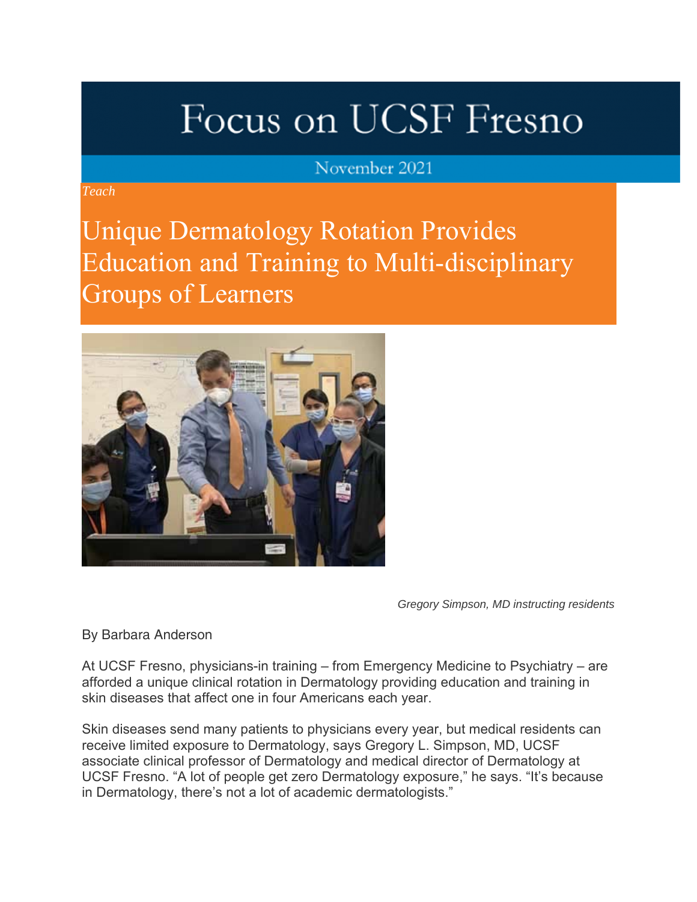# Focus on UCSF Fresno

November 2021

*Teach*

## Unique Dermatology Rotation Provides Education and Training to Multi-disciplinary Groups of Learners

*Gregory Simpson, MD instructing residents*

By Barbara Anderson

At UCSF Fresno, physicians-in training – from Emergency Medicine to Psychiatry – are afforded a unique clinical rotation in Dermatology providing education and training in skin diseases that affect one in four Americans each year.

Skin diseases send many patients to physicians every year, but medical residents can receive limited exposure to Dermatology, says Gregory L. Simpson, MD, UCSF associate clinical professor of Dermatology and medical director of Dermatology at UCSF Fresno. "A lot of people get zero Dermatology exposure," he says. "It's because in Dermatology, there's not a lot of academic dermatologists."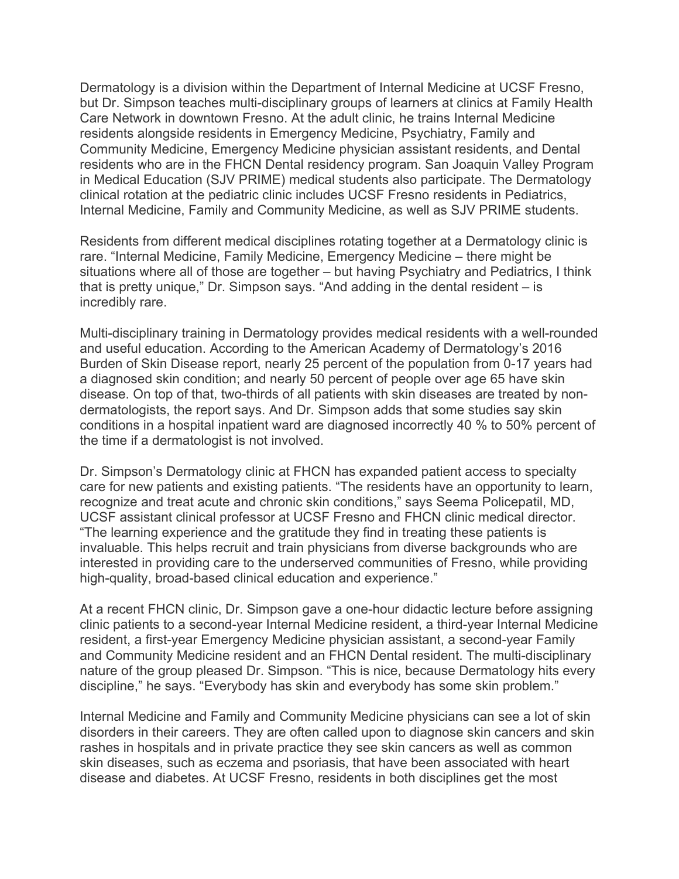Dermatology is a division within the Department of Internal Medicine at UCSF Fresno, but Dr. Simpson teaches multi-disciplinary groups of learners at clinics at Family Health Care Network in downtown Fresno. At the adult clinic, he trains Internal Medicine residents alongside residents in Emergency Medicine, Psychiatry, Family and Community Medicine, Emergency Medicine physician assistant residents, and Dental residents who are in the FHCN Dental residency program. San Joaquin Valley Program in Medical Education (SJV PRIME) medical students also participate. The Dermatology clinical rotation at the pediatric clinic includes UCSF Fresno residents in Pediatrics, Internal Medicine, Family and Community Medicine, as well as SJV PRIME students.

Residents from different medical disciplines rotating together at a Dermatology clinic is rare. "Internal Medicine, Family Medicine, Emergency Medicine – there might be situations where all of those are together – but having Psychiatry and Pediatrics, I think that is pretty unique," Dr. Simpson says. "And adding in the dental resident – is incredibly rare.

Multi-disciplinary training in Dermatology provides medical residents with a well-rounded and useful education. According to the American Academy of Dermatology's 2016 Burden of Skin Disease report, nearly 25 percent of the population from 0-17 years had a diagnosed skin condition; and nearly 50 percent of people over age 65 have skin disease. On top of that, two-thirds of all patients with skin diseases are treated by non-dermatologists, the report says. And Dr. Simpson adds that some studies say skin conditions in a hospital inpatient ward are diagnosed incorrectly 40 % to 50% percent of the time if a dermatologist is not involved.

Dr. Simpson's Dermatology clinic at FHCN has expanded patient access to specialty care for new patients and existing patients. "The residents have an opportunity to learn, recognize and treat acute and chronic skin conditions," says Seema Policepatil, MD, UCSF assistant clinical professor at UCSF Fresno and FHCN clinic medical director. "The learning experience and the gratitude they find in treating these patients is invaluable. This helps recruit and train physicians from diverse backgrounds who are interested in providing care to the underserved communities of Fresno, while providing high-quality, broad-based clinical education and experience."

At a recent FHCN clinic, Dr. Simpson gave a one-hour didactic lecture before assigning clinic patients to a second-year Internal Medicine resident, a third-year Internal Medicine resident, a first-year Emergency Medicine physician assistant, a second-year Family and Community Medicine resident and an FHCN Dental resident. The multi-disciplinary nature of the group pleased Dr. Simpson. "This is nice, because Dermatology hits every discipline," he says. "Everybody has skin and everybody has some skin problem."

Internal Medicine and Family and Community Medicine physicians can see a lot of skin disorders in their careers. They are often called upon to diagnose skin cancers and skin rashes in hospitals and in private practice they see skin cancers as well as common skin diseases, such as eczema and psoriasis, that have been associated with heart disease and diabetes. At UCSF Fresno, residents in both disciplines get the most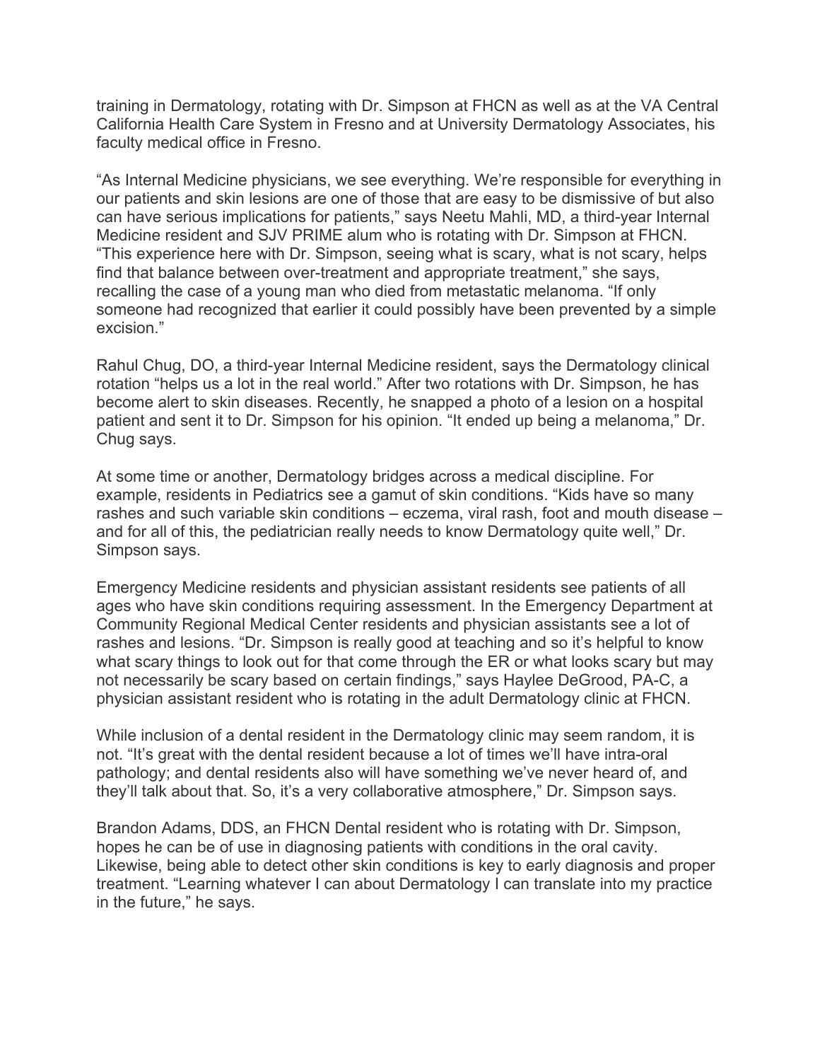training in Dermatology, rotating with Dr. Simpson at FHCN as well as at the VA Central California Health Care System in Fresno and at University Dermatology Associates, his faculty medical office in Fresno.

"As Internal Medicine physicians, we see everything. We're responsible for everything in our patients and skin lesions are one of those that are easy to be dismissive of but also can have serious implications for patients," says Neetu Mahli, MD, a third-year Internal Medicine resident and SJV PRIME alum who is rotating with Dr. Simpson at FHCN. "This experience here with Dr. Simpson, seeing what is scary, what is not scary, helps find that balance between over-treatment and appropriate treatment," she says, recalling the case of a young man who died from metastatic melanoma. "If only someone had recognized that earlier it could possibly have been prevented by a simple excision."

Rahul Chug, DO, a third-year Internal Medicine resident, says the Dermatology clinical rotation "helps us a lot in the real world." After two rotations with Dr. Simpson, he has become alert to skin diseases. Recently, he snapped a photo of a lesion on a hospital patient and sent it to Dr. Simpson for his opinion. "It ended up being a melanoma," Dr. Chug says.

At some time or another, Dermatology bridges across a medical discipline. For example, residents in Pediatrics see a gamut of skin conditions. "Kids have so many rashes and such variable skin conditions – eczema, viral rash, foot and mouth disease – and for all of this, the pediatrician really needs to know Dermatology quite well," Dr. Simpson says.

Emergency Medicine residents and physician assistant residents see patients of all ages who have skin conditions requiring assessment. In the Emergency Department at Community Regional Medical Center residents and physician assistants see a lot of rashes and lesions. "Dr. Simpson is really good at teaching and so it's helpful to know what scary things to look out for that come through the ER or what looks scary but may not necessarily be scary based on certain findings," says Haylee DeGrood, PA-C, a physician assistant resident who is rotating in the adult Dermatology clinic at FHCN.

While inclusion of a dental resident in the Dermatology clinic may seem random, it is not. "It's great with the dental resident because a lot of times we'll have intra-oral pathology; and dental residents also will have something we've never heard of, and they'll talk about that. So, it's a very collaborative atmosphere," Dr. Simpson says.

Brandon Adams, DDS, an FHCN Dental resident who is rotating with Dr. Simpson, hopes he can be of use in diagnosing patients with conditions in the oral cavity. Likewise, being able to detect other skin conditions is key to early diagnosis and proper treatment. "Learning whatever I can about Dermatology I can translate into my practice in the future," he says.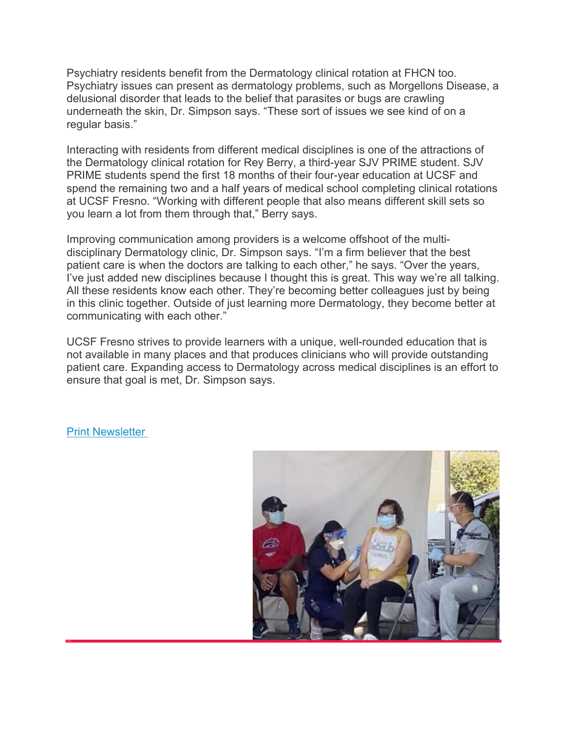Psychiatry residents benefit from the Dermatology clinical rotation at FHCN too. Psychiatry issues can present as dermatology problems, such as Morgellons Disease, a delusional disorder that leads to the belief that parasites or bugs are crawling underneath the skin, Dr. Simpson says. "These sort of issues we see kind of on a regular basis."

Interacting with residents from different medical disciplines is one of the attractions of the Dermatology clinical rotation for Rey Berry, a third-year SJV PRIME student. SJV PRIME students spend the first 18 months of their four-year education at UCSF and spend the remaining two and a half years of medical school completing clinical rotations at UCSF Fresno. "Working with different people that also means different skill sets so you learn a lot from them through that," Berry says.

Improving communication among providers is a welcome offshoot of the multi-disciplinary Dermatology clinic, Dr. Simpson says. "I'm a firm believer that the best patient care is when the doctors are talking to each other," he says. "Over the years, I've just added new disciplines because I thought this is great. This way we're all talking. All these residents know each other. They're becoming better colleagues just by being in this clinic together. Outside of just learning more Dermatology, they become better at communicating with each other."

UCSF Fresno strives to provide learners with a unique, well-rounded education that is not available in many places and that produces clinicians who will provide outstanding patient care. Expanding access to Dermatology across medical disciplines is an effort to ensure that goal is met, Dr. Simpson says.

Print Newsletter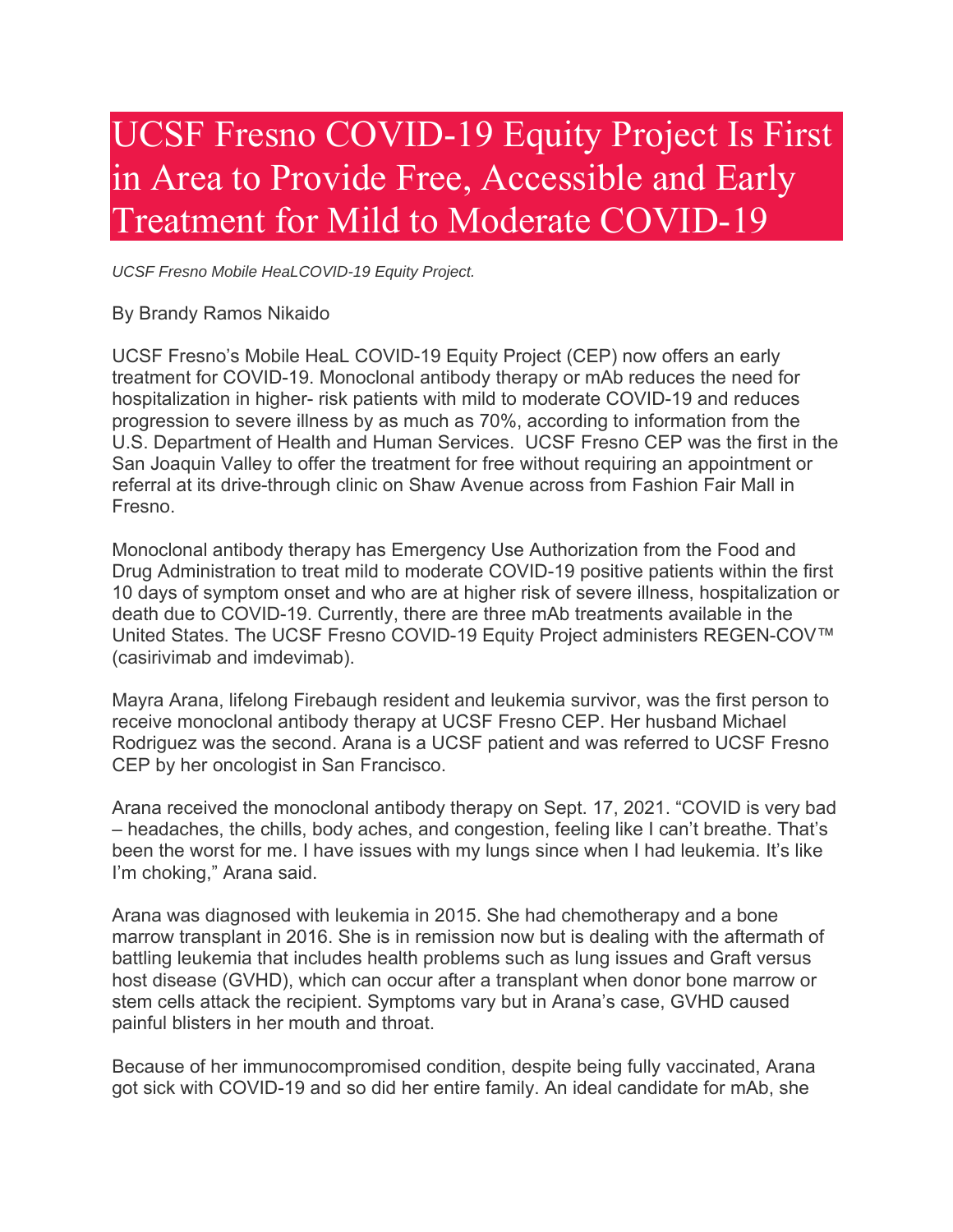# UCSF Fresno COVID-19 Equity Project Is First in Area to Provide Free, Accessible and Early Treatment for Mild to Moderate COVID-19

*UCSF Fresno Mobile HeaLCOVID-19 Equity Project.*

By Brandy Ramos Nikaido

UCSF Fresno's Mobile HeaL COVID-19 Equity Project (CEP) now offers an early treatment for COVID-19. Monoclonal antibody therapy or mAb reduces the need for hospitalization in higher- risk patients with mild to moderate COVID-19 and reduces progression to severe illness by as much as 70%, according to information from the U.S. Department of Health and Human Services. UCSF Fresno CEP was the first in the San Joaquin Valley to offer the treatment for free without requiring an appointment or referral at its drive-through clinic on Shaw Avenue across from Fashion Fair Mall in Fresno.

Monoclonal antibody therapy has Emergency Use Authorization from the Food and Drug Administration to treat mild to moderate COVID-19 positive patients within the first 10 days of symptom onset and who are at higher risk of severe illness, hospitalization or death due to COVID-19. Currently, there are three mAb treatments available in the United States. The UCSF Fresno COVID-19 Equity Project administers REGEN-COV™ (casirivimab and imdevimab).

Mayra Arana, lifelong Firebaugh resident and leukemia survivor, was the first person to receive monoclonal antibody therapy at UCSF Fresno CEP. Her husband Michael Rodriguez was the second. Arana is a UCSF patient and was referred to UCSF Fresno CEP by her oncologist in San Francisco.

Arana received the monoclonal antibody therapy on Sept. 17, 2021. "COVID is very bad – headaches, the chills, body aches, and congestion, feeling like I can't breathe. That's been the worst for me. I have issues with my lungs since when I had leukemia. It's like I'm choking," Arana said.

Arana was diagnosed with leukemia in 2015. She had chemotherapy and a bone marrow transplant in 2016. She is in remission now but is dealing with the aftermath of battling leukemia that includes health problems such as lung issues and Graft versus host disease (GVHD), which can occur after a transplant when donor bone marrow or stem cells attack the recipient. Symptoms vary but in Arana's case, GVHD caused painful blisters in her mouth and throat.

Because of her immunocompromised condition, despite being fully vaccinated, Arana got sick with COVID-19 and so did her entire family. An ideal candidate for mAb, she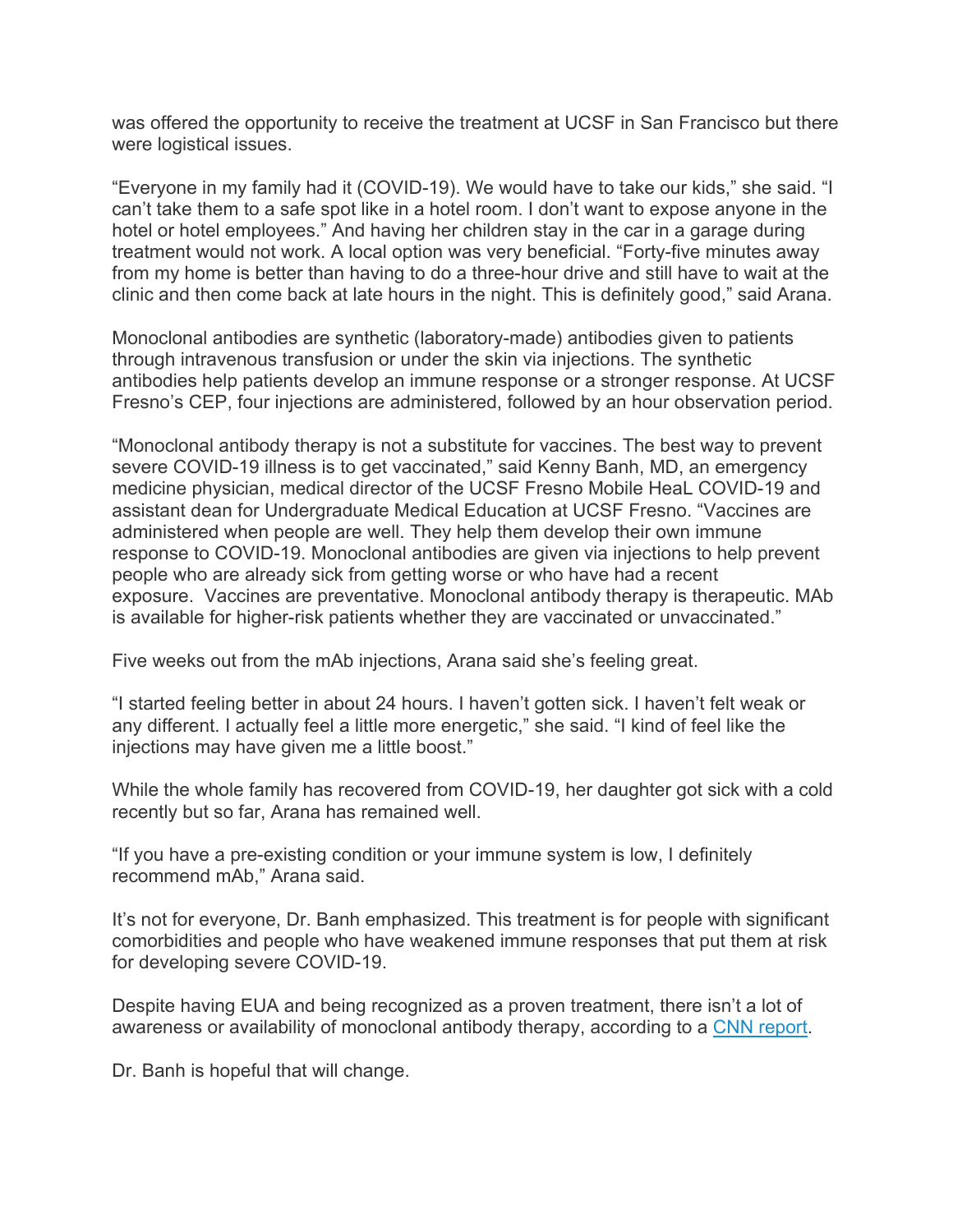was offered the opportunity to receive the treatment at UCSF in San Francisco but there were logistical issues.

"Everyone in my family had it (COVID-19). We would have to take our kids," she said. "I can't take them to a safe spot like in a hotel room. I don't want to expose anyone in the hotel or hotel employees." And having her children stay in the car in a garage during treatment would not work. A local option was very beneficial. "Forty-five minutes away from my home is better than having to do a three-hour drive and still have to wait at the clinic and then come back at late hours in the night. This is definitely good," said Arana.

Monoclonal antibodies are synthetic (laboratory-made) antibodies given to patients through intravenous transfusion or under the skin via injections. The synthetic antibodies help patients develop an immune response or a stronger response. At UCSF Fresno's CEP, four injections are administered, followed by an hour observation period.

"Monoclonal antibody therapy is not a substitute for vaccines. The best way to prevent severe COVID-19 illness is to get vaccinated," said Kenny Banh, MD, an emergency medicine physician, medical director of the UCSF Fresno Mobile HeaL COVID-19 and assistant dean for Undergraduate Medical Education at UCSF Fresno. "Vaccines are administered when people are well. They help them develop their own immune response to COVID-19. Monoclonal antibodies are given via injections to help prevent people who are already sick from getting worse or who have had a recent exposure. Vaccines are preventative. Monoclonal antibody therapy is therapeutic. MAb is available for higher-risk patients whether they are vaccinated or unvaccinated."

Five weeks out from the mAb injections, Arana said she's feeling great.

"I started feeling better in about 24 hours. I haven't gotten sick. I haven't felt weak or any different. I actually feel a little more energetic," she said. "I kind of feel like the injections may have given me a little boost."

While the whole family has recovered from COVID-19, her daughter got sick with a cold recently but so far, Arana has remained well.

"If you have a pre-existing condition or your immune system is low, I definitely recommend mAb," Arana said.

It's not for everyone, Dr. Banh emphasized. This treatment is for people with significant comorbidities and people who have weakened immune responses that put them at risk for developing severe COVID-19.

Despite having EUA and being recognized as a proven treatment, there isn't a lot of awareness or availability of monoclonal antibody therapy, according to a CNN report.

Dr. Banh is hopeful that will change.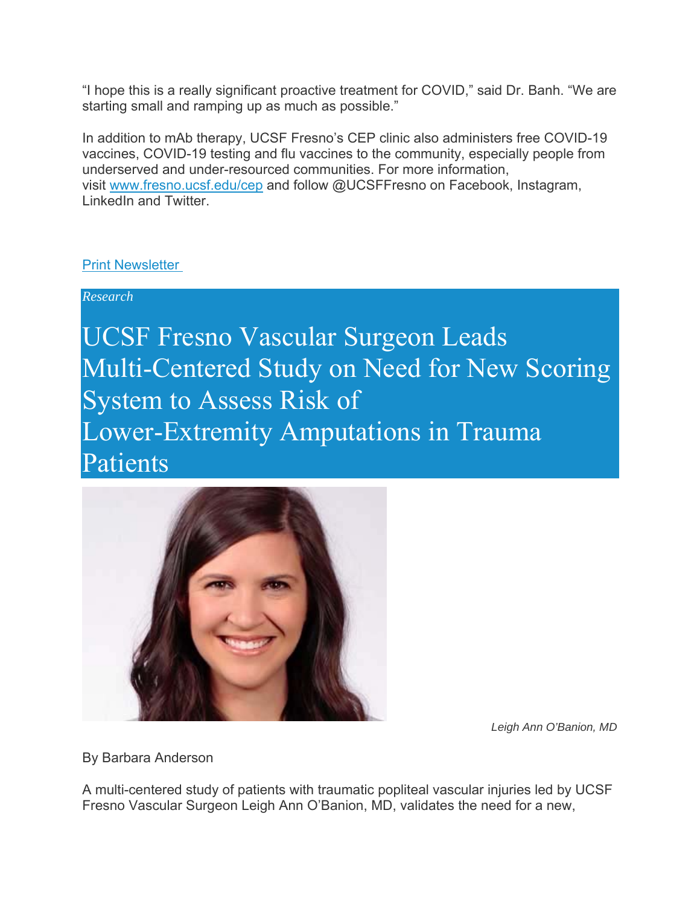"I hope this is a really significant proactive treatment for COVID," said Dr. Banh. "We are starting small and ramping up as much as possible."

In addition to mAb therapy, UCSF Fresno's CEP clinic also administers free COVID-19 vaccines, COVID-19 testing and flu vaccines to the community, especially people from underserved and under-resourced communities. For more information, visit [www.fresno.ucsf.edu/cep](www.fresno.ucsf.edu/cep) and follow @UCSFFresno on Facebook, Instagram, LinkedIn and Twitter.

[Print Newsletter]()

*Research*

# UCSF Fresno Vascular Surgeon Leads Multi-Centered Study on Need for New Scoring System to Assess Risk of Lower-Extremity Amputations in Trauma Patients

*Leigh Ann O'Banion, MD*

By Barbara Anderson

A multi-centered study of patients with traumatic popliteal vascular injuries led by UCSF Fresno Vascular Surgeon Leigh Ann O'Banion, MD, validates the need for a new,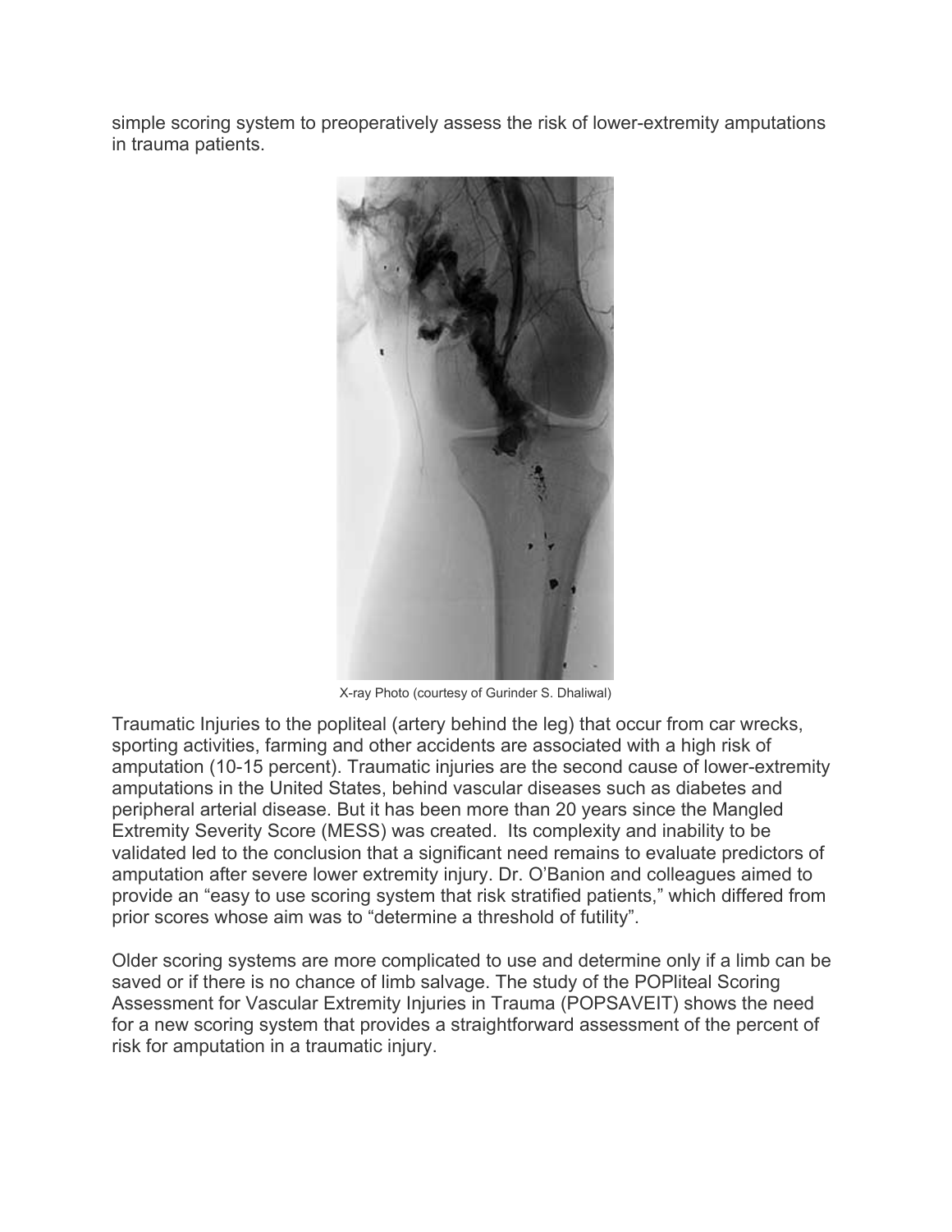simple scoring system to preoperatively assess the risk of lower-extremity amputations in trauma patients.

X-ray Photo (courtesy of Gurinder S. Dhaliwal)

Traumatic Injuries to the popliteal (artery behind the leg) that occur from car wrecks, sporting activities, farming and other accidents are associated with a high risk of amputation (10-15 percent). Traumatic injuries are the second cause of lower-extremity amputations in the United States, behind vascular diseases such as diabetes and peripheral arterial disease. But it has been more than 20 years since the Mangled Extremity Severity Score (MESS) was created. Its complexity and inability to be validated led to the conclusion that a significant need remains to evaluate predictors of amputation after severe lower extremity injury. Dr. O'Banion and colleagues aimed to provide an "easy to use scoring system that risk stratified patients," which differed from prior scores whose aim was to "determine a threshold of futility".

Older scoring systems are more complicated to use and determine only if a limb can be saved or if there is no chance of limb salvage. The study of the POPliteal Scoring Assessment for Vascular Extremity Injuries in Trauma (POPSAVEIT) shows the need for a new scoring system that provides a straightforward assessment of the percent of risk for amputation in a traumatic injury.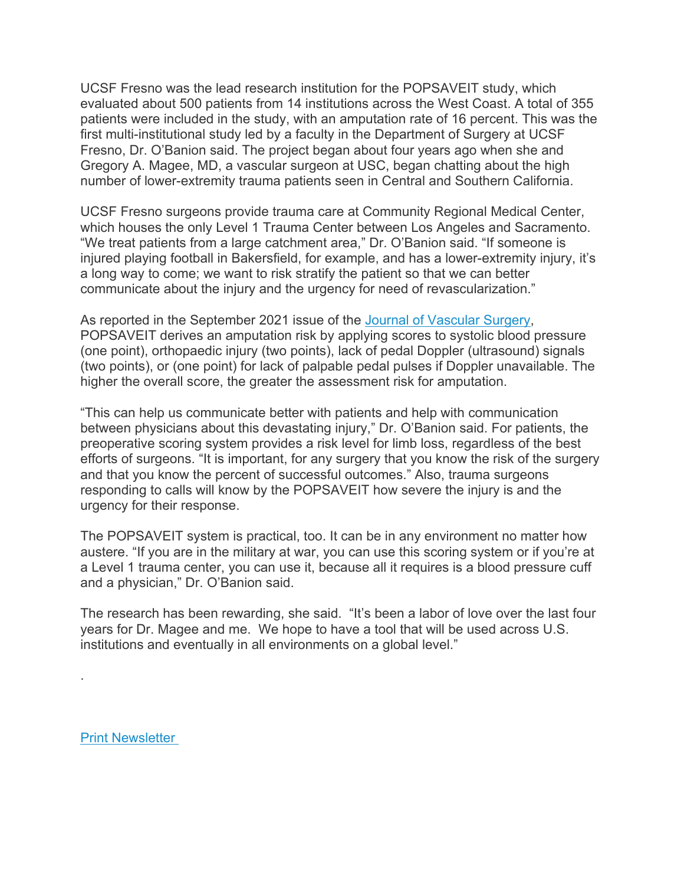UCSF Fresno was the lead research institution for the POPSAVEIT study, which evaluated about 500 patients from 14 institutions across the West Coast. A total of 355 patients were included in the study, with an amputation rate of 16 percent. This was the first multi-institutional study led by a faculty in the Department of Surgery at UCSF Fresno, Dr. O'Banion said. The project began about four years ago when she and Gregory A. Magee, MD, a vascular surgeon at USC, began chatting about the high number of lower-extremity trauma patients seen in Central and Southern California.

UCSF Fresno surgeons provide trauma care at Community Regional Medical Center, which houses the only Level 1 Trauma Center between Los Angeles and Sacramento. "We treat patients from a large catchment area," Dr. O'Banion said. "If someone is injured playing football in Bakersfield, for example, and has a lower-extremity injury, it's a long way to come; we want to risk stratify the patient so that we can better communicate about the injury and the urgency for need of revascularization."

As reported in the September 2021 issue of the [Journal of Vascular Surgery](), POPSAVEIT derives an amputation risk by applying scores to systolic blood pressure (one point), orthopaedic injury (two points), lack of pedal Doppler (ultrasound) signals (two points), or (one point) for lack of palpable pedal pulses if Doppler unavailable. The higher the overall score, the greater the assessment risk for amputation.

"This can help us communicate better with patients and help with communication between physicians about this devastating injury," Dr. O'Banion said. For patients, the preoperative scoring system provides a risk level for limb loss, regardless of the best efforts of surgeons. "It is important, for any surgery that you know the risk of the surgery and that you know the percent of successful outcomes." Also, trauma surgeons responding to calls will know by the POPSAVEIT how severe the injury is and the urgency for their response.

The POPSAVEIT system is practical, too. It can be in any environment no matter how austere. "If you are in the military at war, you can use this scoring system or if you're at a Level 1 trauma center, you can use it, because all it requires is a blood pressure cuff and a physician," Dr. O'Banion said.

The research has been rewarding, she said. "It's been a labor of love over the last four years for Dr. Magee and me. We hope to have a tool that will be used across U.S. institutions and eventually in all environments on a global level."

.

[Print Newsletter]()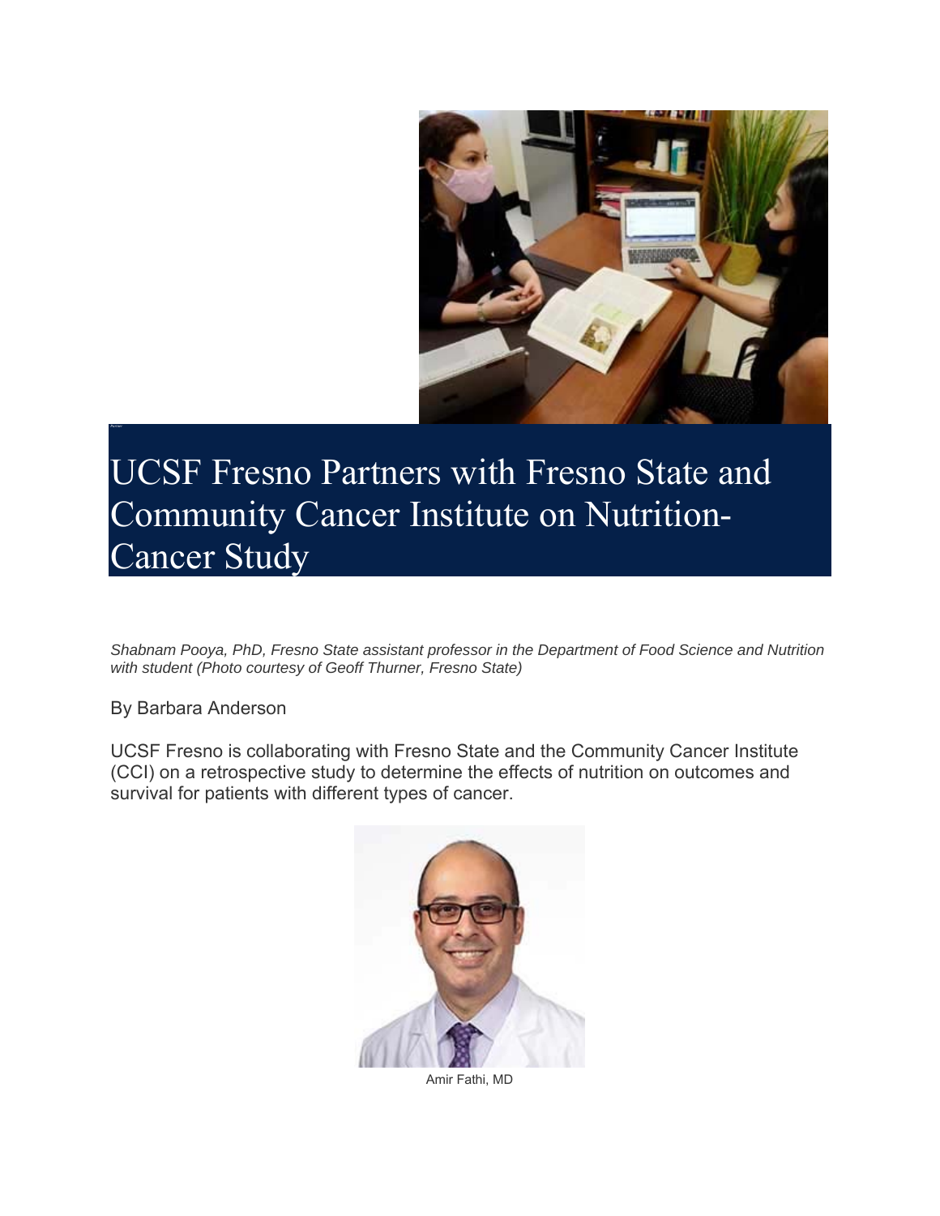# UCSF Fresno Partners with Fresno State and Community Cancer Institute on Nutrition-Cancer Study

*Shabnam Pooya, PhD, Fresno State assistant professor in the Department of Food Science and Nutrition with student (Photo courtesy of Geoff Thurner, Fresno State)*

By Barbara Anderson

UCSF Fresno is collaborating with Fresno State and the Community Cancer Institute (CCI) on a retrospective study to determine the effects of nutrition on outcomes and survival for patients with different types of cancer.

Amir Fathi, MD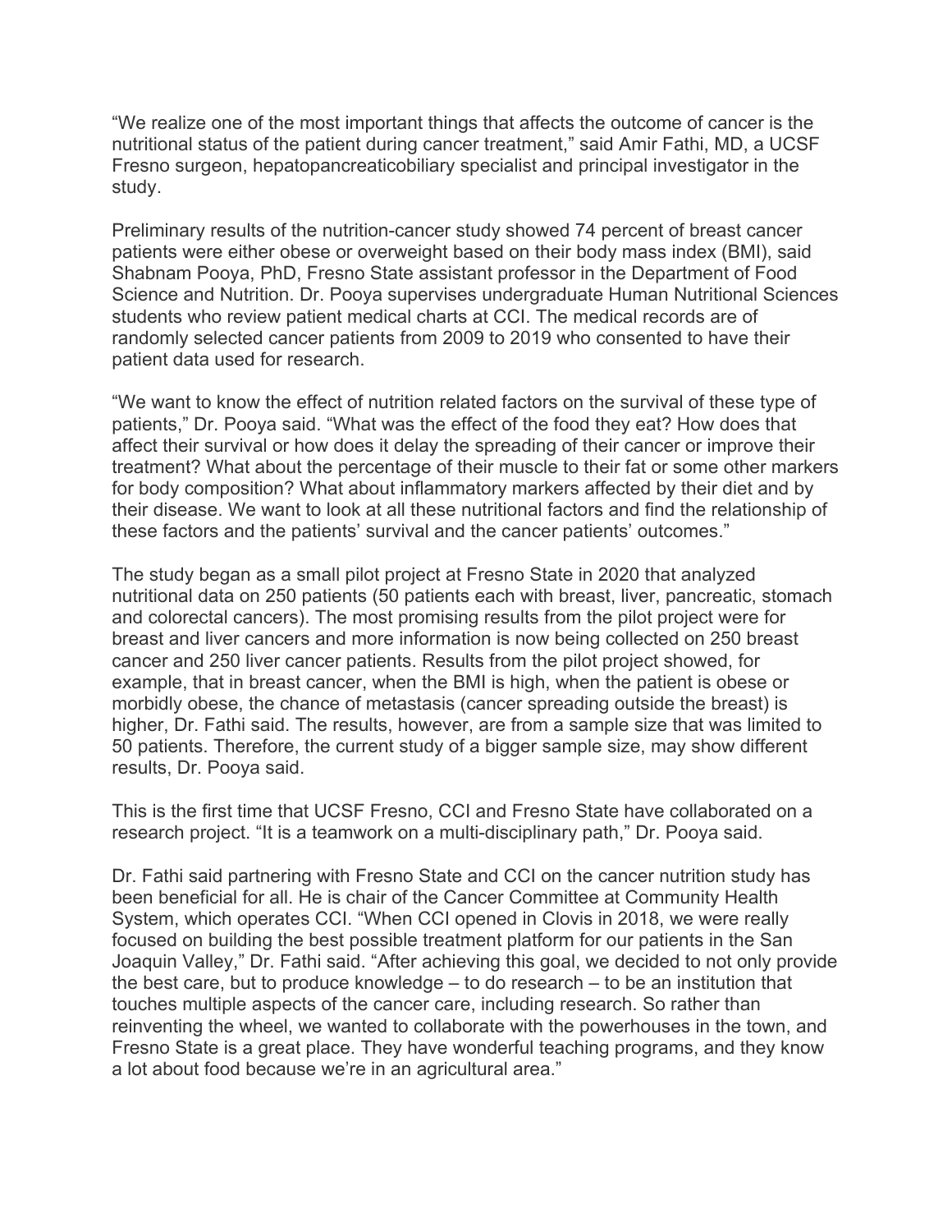“We realize one of the most important things that affects the outcome of cancer is the nutritional status of the patient during cancer treatment,” said Amir Fathi, MD, a UCSF Fresno surgeon, hepatopancreaticobiliary specialist and principal investigator in the study.

Preliminary results of the nutrition-cancer study showed 74 percent of breast cancer patients were either obese or overweight based on their body mass index (BMI), said Shabnam Pooya, PhD, Fresno State assistant professor in the Department of Food Science and Nutrition. Dr. Pooya supervises undergraduate Human Nutritional Sciences students who review patient medical charts at CCI. The medical records are of randomly selected cancer patients from 2009 to 2019 who consented to have their patient data used for research.

“We want to know the effect of nutrition related factors on the survival of these type of patients,” Dr. Pooya said. “What was the effect of the food they eat? How does that affect their survival or how does it delay the spreading of their cancer or improve their treatment? What about the percentage of their muscle to their fat or some other markers for body composition? What about inflammatory markers affected by their diet and by their disease. We want to look at all these nutritional factors and find the relationship of these factors and the patients’ survival and the cancer patients’ outcomes.”

The study began as a small pilot project at Fresno State in 2020 that analyzed nutritional data on 250 patients (50 patients each with breast, liver, pancreatic, stomach and colorectal cancers). The most promising results from the pilot project were for breast and liver cancers and more information is now being collected on 250 breast cancer and 250 liver cancer patients. Results from the pilot project showed, for example, that in breast cancer, when the BMI is high, when the patient is obese or morbidly obese, the chance of metastasis (cancer spreading outside the breast) is higher, Dr. Fathi said. The results, however, are from a sample size that was limited to 50 patients. Therefore, the current study of a bigger sample size, may show different results, Dr. Pooya said.

This is the first time that UCSF Fresno, CCI and Fresno State have collaborated on a research project. “It is a teamwork on a multi-disciplinary path,” Dr. Pooya said.

Dr. Fathi said partnering with Fresno State and CCI on the cancer nutrition study has been beneficial for all. He is chair of the Cancer Committee at Community Health System, which operates CCI. “When CCI opened in Clovis in 2018, we were really focused on building the best possible treatment platform for our patients in the San Joaquin Valley,” Dr. Fathi said. “After achieving this goal, we decided to not only provide the best care, but to produce knowledge – to do research – to be an institution that touches multiple aspects of the cancer care, including research. So rather than reinventing the wheel, we wanted to collaborate with the powerhouses in the town, and Fresno State is a great place. They have wonderful teaching programs, and they know a lot about food because we’re in an agricultural area.”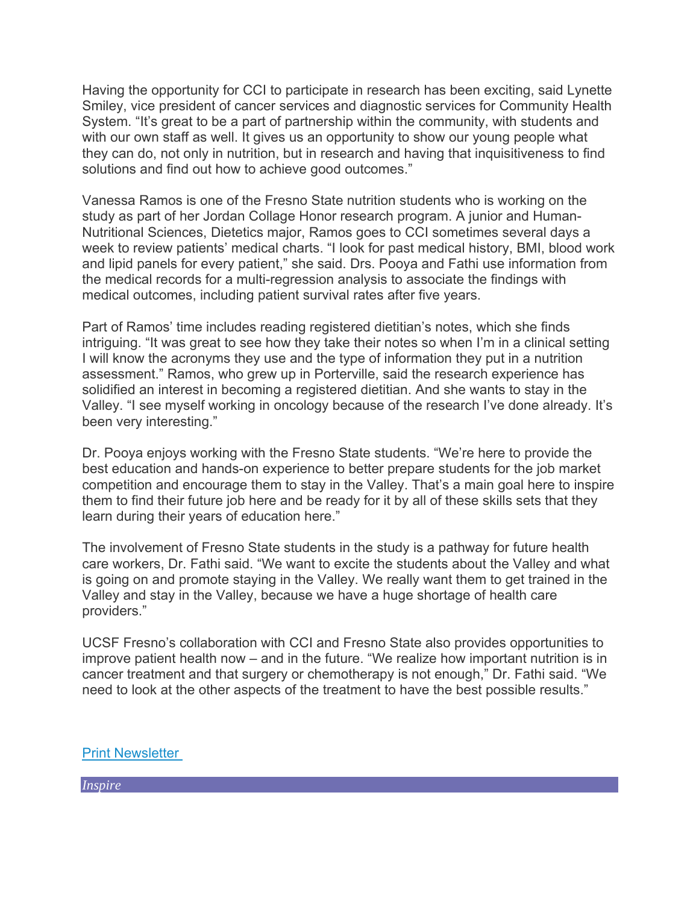Having the opportunity for CCI to participate in research has been exciting, said Lynette Smiley, vice president of cancer services and diagnostic services for Community Health System. "It's great to be a part of partnership within the community, with students and with our own staff as well. It gives us an opportunity to show our young people what they can do, not only in nutrition, but in research and having that inquisitiveness to find solutions and find out how to achieve good outcomes."

Vanessa Ramos is one of the Fresno State nutrition students who is working on the study as part of her Jordan Collage Honor research program. A junior and Human-Nutritional Sciences, Dietetics major, Ramos goes to CCI sometimes several days a week to review patients' medical charts. "I look for past medical history, BMI, blood work and lipid panels for every patient," she said. Drs. Pooya and Fathi use information from the medical records for a multi-regression analysis to associate the findings with medical outcomes, including patient survival rates after five years.

Part of Ramos' time includes reading registered dietitian's notes, which she finds intriguing. "It was great to see how they take their notes so when I'm in a clinical setting I will know the acronyms they use and the type of information they put in a nutrition assessment." Ramos, who grew up in Porterville, said the research experience has solidified an interest in becoming a registered dietitian. And she wants to stay in the Valley. "I see myself working in oncology because of the research I've done already. It's been very interesting."

Dr. Pooya enjoys working with the Fresno State students. "We're here to provide the best education and hands-on experience to better prepare students for the job market competition and encourage them to stay in the Valley. That's a main goal here to inspire them to find their future job here and be ready for it by all of these skills sets that they learn during their years of education here."

The involvement of Fresno State students in the study is a pathway for future health care workers, Dr. Fathi said. "We want to excite the students about the Valley and what is going on and promote staying in the Valley. We really want them to get trained in the Valley and stay in the Valley, because we have a huge shortage of health care providers."

UCSF Fresno's collaboration with CCI and Fresno State also provides opportunities to improve patient health now – and in the future. "We realize how important nutrition is in cancer treatment and that surgery or chemotherapy is not enough," Dr. Fathi said. "We need to look at the other aspects of the treatment to have the best possible results."

Print Newsletter

*Inspire*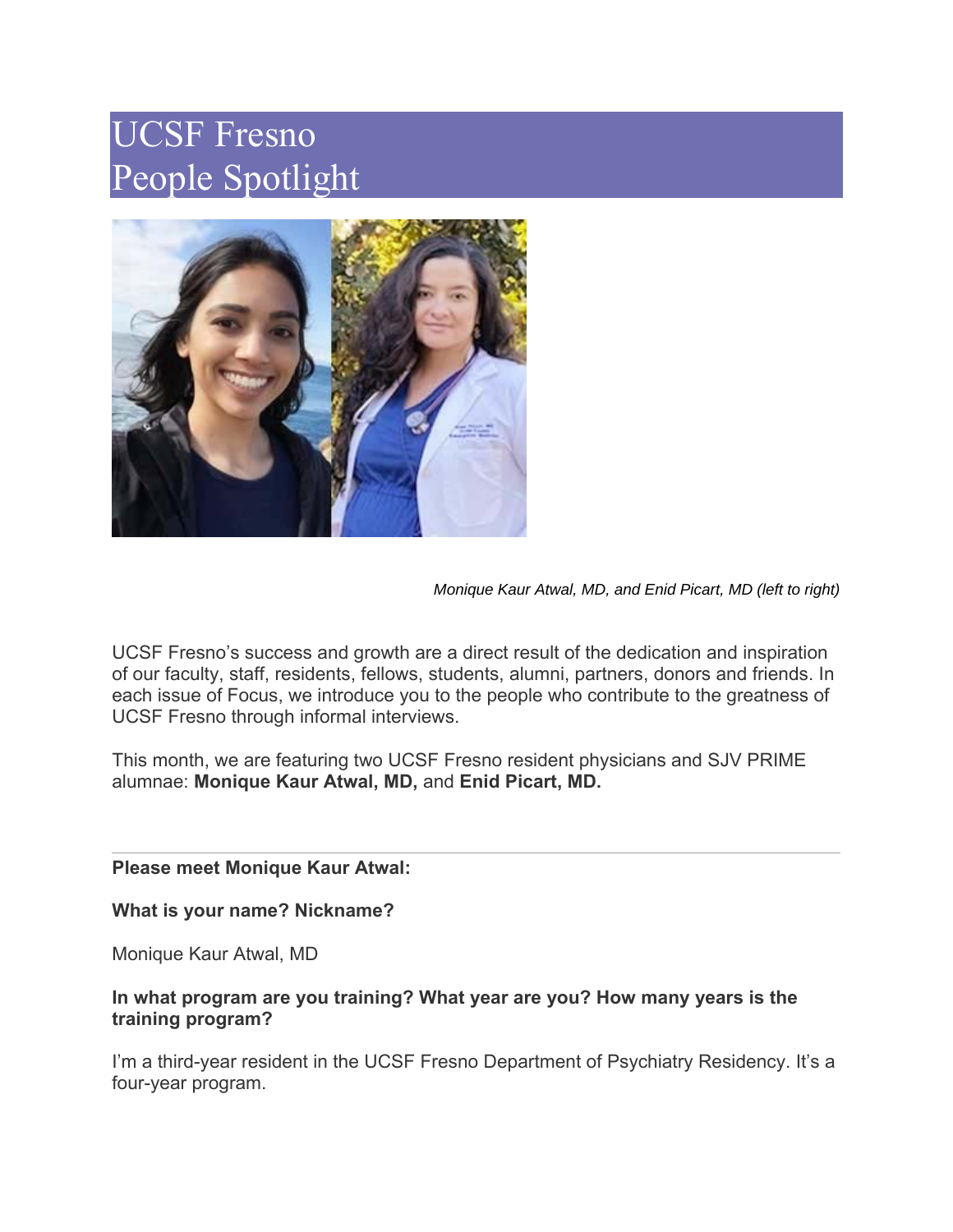# UCSF Fresno
# People Spotlight

*Monique Kaur Atwal, MD, and Enid Picart, MD (left to right)*

UCSF Fresno's success and growth are a direct result of the dedication and inspiration of our faculty, staff, residents, fellows, students, alumni, partners, donors and friends. In each issue of Focus, we introduce you to the people who contribute to the greatness of UCSF Fresno through informal interviews.

This month, we are featuring two UCSF Fresno resident physicians and SJV PRIME alumnae: **Monique Kaur Atwal, MD,** and **Enid Picart, MD.**

---

**Please meet Monique Kaur Atwal:**

**What is your name? Nickname?**

Monique Kaur Atwal, MD

**In what program are you training? What year are you? How many years is the training program?**

I'm a third-year resident in the UCSF Fresno Department of Psychiatry Residency. It's a four-year program.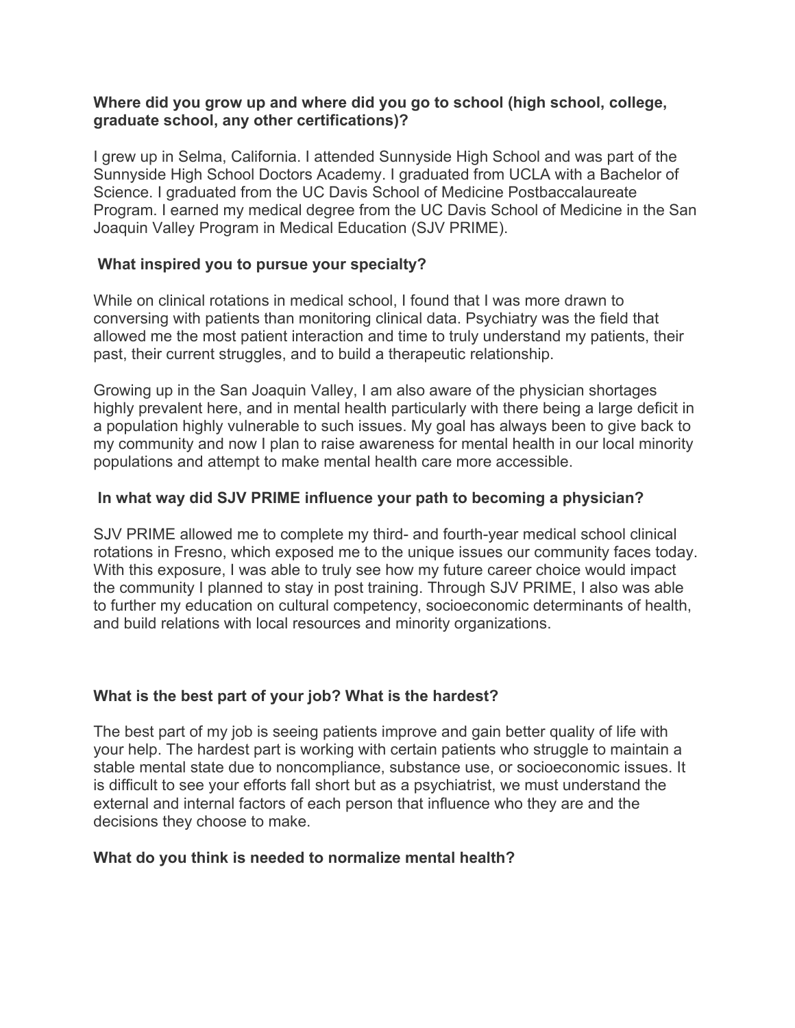**Where did you grow up and where did you go to school (high school, college, graduate school, any other certifications)?**

I grew up in Selma, California. I attended Sunnyside High School and was part of the Sunnyside High School Doctors Academy. I graduated from UCLA with a Bachelor of Science. I graduated from the UC Davis School of Medicine Postbaccalaureate Program. I earned my medical degree from the UC Davis School of Medicine in the San Joaquin Valley Program in Medical Education (SJV PRIME).

**What inspired you to pursue your specialty?**

While on clinical rotations in medical school, I found that I was more drawn to conversing with patients than monitoring clinical data. Psychiatry was the field that allowed me the most patient interaction and time to truly understand my patients, their past, their current struggles, and to build a therapeutic relationship.

Growing up in the San Joaquin Valley, I am also aware of the physician shortages highly prevalent here, and in mental health particularly with there being a large deficit in a population highly vulnerable to such issues. My goal has always been to give back to my community and now I plan to raise awareness for mental health in our local minority populations and attempt to make mental health care more accessible.

**In what way did SJV PRIME influence your path to becoming a physician?**

SJV PRIME allowed me to complete my third- and fourth-year medical school clinical rotations in Fresno, which exposed me to the unique issues our community faces today. With this exposure, I was able to truly see how my future career choice would impact the community I planned to stay in post training. Through SJV PRIME, I also was able to further my education on cultural competency, socioeconomic determinants of health, and build relations with local resources and minority organizations.

**What is the best part of your job? What is the hardest?**

The best part of my job is seeing patients improve and gain better quality of life with your help. The hardest part is working with certain patients who struggle to maintain a stable mental state due to noncompliance, substance use, or socioeconomic issues. It is difficult to see your efforts fall short but as a psychiatrist, we must understand the external and internal factors of each person that influence who they are and the decisions they choose to make.

**What do you think is needed to normalize mental health?**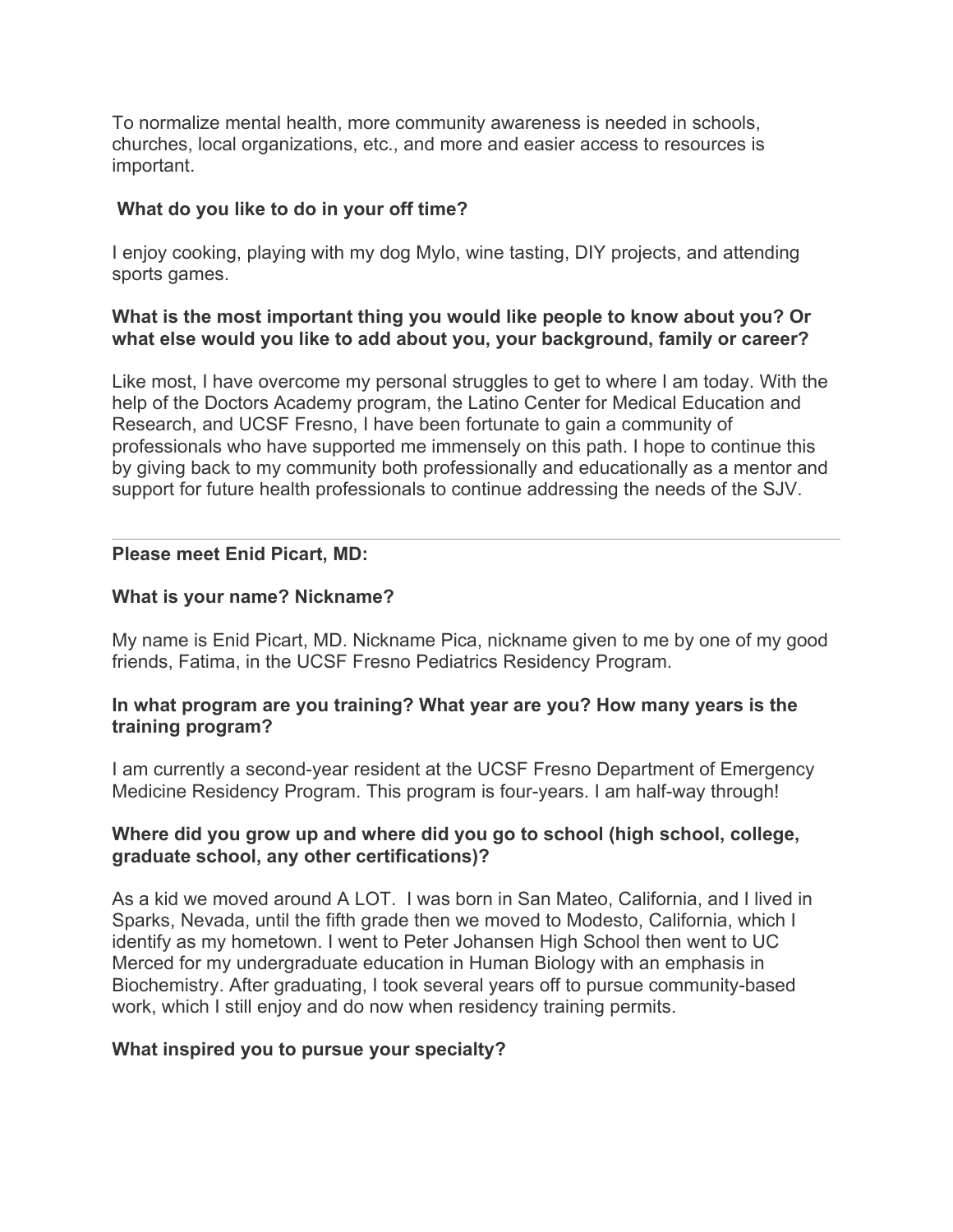To normalize mental health, more community awareness is needed in schools, churches, local organizations, etc., and more and easier access to resources is important.

**What do you like to do in your off time?**

I enjoy cooking, playing with my dog Mylo, wine tasting, DIY projects, and attending sports games.

**What is the most important thing you would like people to know about you? Or what else would you like to add about you, your background, family or career?**

Like most, I have overcome my personal struggles to get to where I am today. With the help of the Doctors Academy program, the Latino Center for Medical Education and Research, and UCSF Fresno, I have been fortunate to gain a community of professionals who have supported me immensely on this path. I hope to continue this by giving back to my community both professionally and educationally as a mentor and support for future health professionals to continue addressing the needs of the SJV.

---

**Please meet Enid Picart, MD:**

**What is your name? Nickname?**

My name is Enid Picart, MD. Nickname Pica, nickname given to me by one of my good friends, Fatima, in the UCSF Fresno Pediatrics Residency Program.

**In what program are you training? What year are you? How many years is the training program?**

I am currently a second-year resident at the UCSF Fresno Department of Emergency Medicine Residency Program. This program is four-years. I am half-way through!

**Where did you grow up and where did you go to school (high school, college, graduate school, any other certifications)?**

As a kid we moved around A LOT. I was born in San Mateo, California, and I lived in Sparks, Nevada, until the fifth grade then we moved to Modesto, California, which I identify as my hometown. I went to Peter Johansen High School then went to UC Merced for my undergraduate education in Human Biology with an emphasis in Biochemistry. After graduating, I took several years off to pursue community-based work, which I still enjoy and do now when residency training permits.

**What inspired you to pursue your specialty?**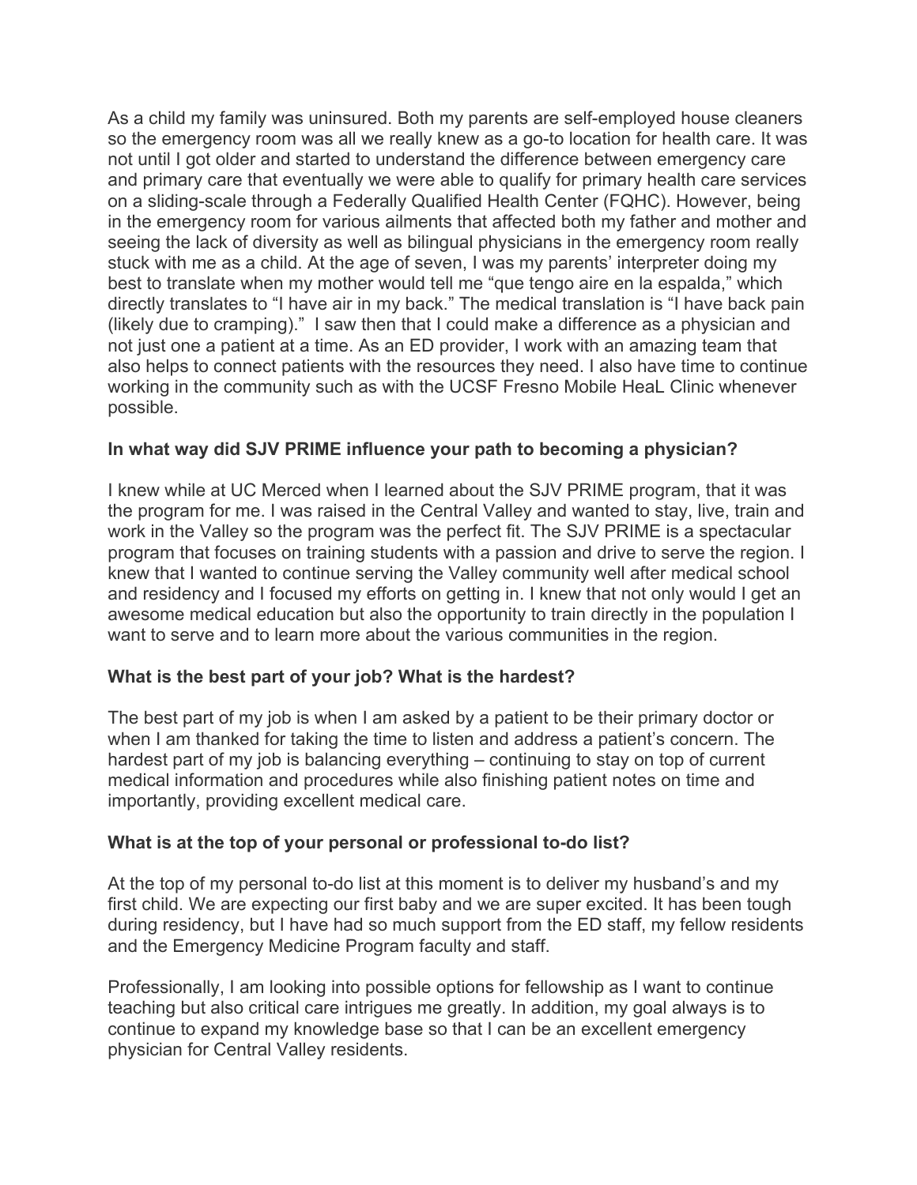As a child my family was uninsured. Both my parents are self-employed house cleaners so the emergency room was all we really knew as a go-to location for health care. It was not until I got older and started to understand the difference between emergency care and primary care that eventually we were able to qualify for primary health care services on a sliding-scale through a Federally Qualified Health Center (FQHC). However, being in the emergency room for various ailments that affected both my father and mother and seeing the lack of diversity as well as bilingual physicians in the emergency room really stuck with me as a child. At the age of seven, I was my parents' interpreter doing my best to translate when my mother would tell me "que tengo aire en la espalda," which directly translates to "I have air in my back." The medical translation is "I have back pain (likely due to cramping)."  I saw then that I could make a difference as a physician and not just one a patient at a time. As an ED provider, I work with an amazing team that also helps to connect patients with the resources they need. I also have time to continue working in the community such as with the UCSF Fresno Mobile HeaL Clinic whenever possible.

**In what way did SJV PRIME influence your path to becoming a physician?**

I knew while at UC Merced when I learned about the SJV PRIME program, that it was the program for me. I was raised in the Central Valley and wanted to stay, live, train and work in the Valley so the program was the perfect fit. The SJV PRIME is a spectacular program that focuses on training students with a passion and drive to serve the region. I knew that I wanted to continue serving the Valley community well after medical school and residency and I focused my efforts on getting in. I knew that not only would I get an awesome medical education but also the opportunity to train directly in the population I want to serve and to learn more about the various communities in the region.

**What is the best part of your job? What is the hardest?**

The best part of my job is when I am asked by a patient to be their primary doctor or when I am thanked for taking the time to listen and address a patient's concern. The hardest part of my job is balancing everything – continuing to stay on top of current medical information and procedures while also finishing patient notes on time and importantly, providing excellent medical care.

**What is at the top of your personal or professional to-do list?**

At the top of my personal to-do list at this moment is to deliver my husband's and my first child. We are expecting our first baby and we are super excited. It has been tough during residency, but I have had so much support from the ED staff, my fellow residents and the Emergency Medicine Program faculty and staff.

Professionally, I am looking into possible options for fellowship as I want to continue teaching but also critical care intrigues me greatly. In addition, my goal always is to continue to expand my knowledge base so that I can be an excellent emergency physician for Central Valley residents.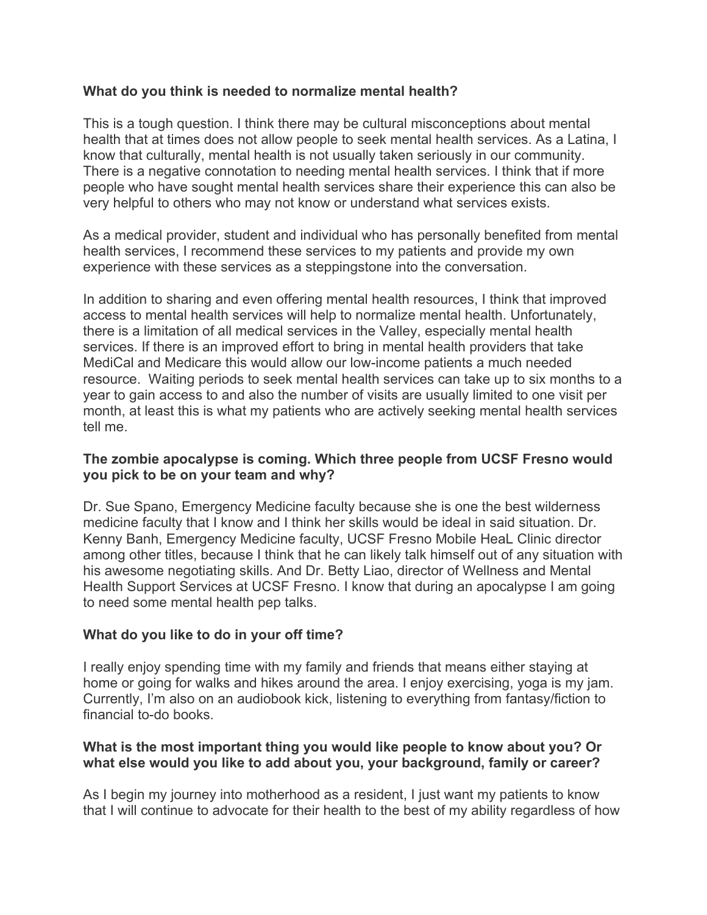**What do you think is needed to normalize mental health?**

This is a tough question. I think there may be cultural misconceptions about mental health that at times does not allow people to seek mental health services. As a Latina, I know that culturally, mental health is not usually taken seriously in our community. There is a negative connotation to needing mental health services. I think that if more people who have sought mental health services share their experience this can also be very helpful to others who may not know or understand what services exists.

As a medical provider, student and individual who has personally benefited from mental health services, I recommend these services to my patients and provide my own experience with these services as a steppingstone into the conversation.

In addition to sharing and even offering mental health resources, I think that improved access to mental health services will help to normalize mental health. Unfortunately, there is a limitation of all medical services in the Valley, especially mental health services. If there is an improved effort to bring in mental health providers that take MediCal and Medicare this would allow our low-income patients a much needed resource. Waiting periods to seek mental health services can take up to six months to a year to gain access to and also the number of visits are usually limited to one visit per month, at least this is what my patients who are actively seeking mental health services tell me.

**The zombie apocalypse is coming. Which three people from UCSF Fresno would you pick to be on your team and why?**

Dr. Sue Spano, Emergency Medicine faculty because she is one the best wilderness medicine faculty that I know and I think her skills would be ideal in said situation. Dr. Kenny Banh, Emergency Medicine faculty, UCSF Fresno Mobile HeaL Clinic director among other titles, because I think that he can likely talk himself out of any situation with his awesome negotiating skills. And Dr. Betty Liao, director of Wellness and Mental Health Support Services at UCSF Fresno. I know that during an apocalypse I am going to need some mental health pep talks.

**What do you like to do in your off time?**

I really enjoy spending time with my family and friends that means either staying at home or going for walks and hikes around the area. I enjoy exercising, yoga is my jam. Currently, I'm also on an audiobook kick, listening to everything from fantasy/fiction to financial to-do books.

**What is the most important thing you would like people to know about you? Or what else would you like to add about you, your background, family or career?**

As I begin my journey into motherhood as a resident, I just want my patients to know that I will continue to advocate for their health to the best of my ability regardless of how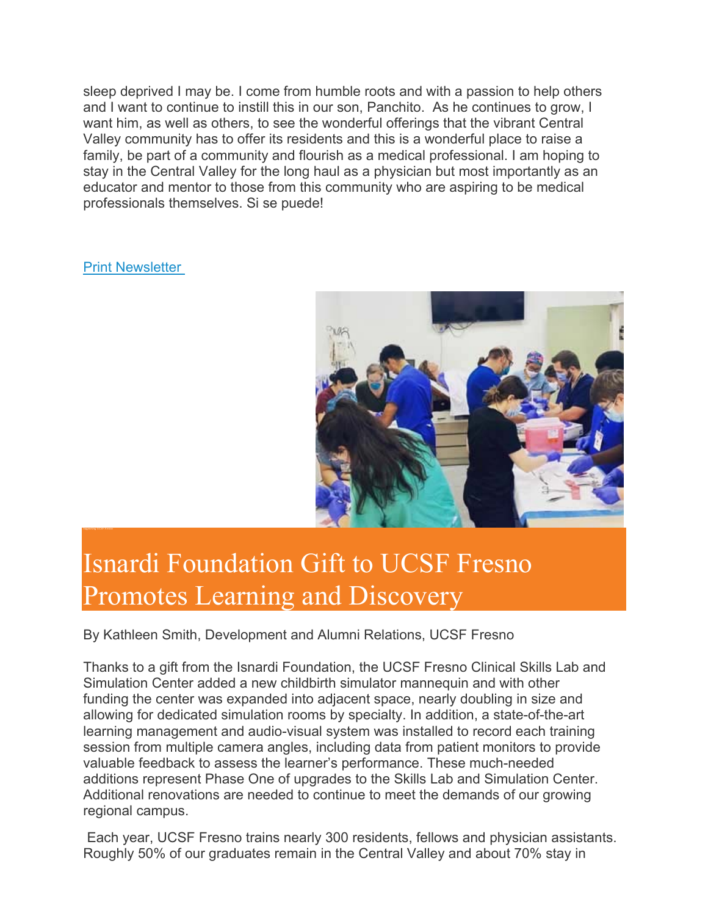sleep deprived I may be. I come from humble roots and with a passion to help others and I want to continue to instill this in our son, Panchito. As he continues to grow, I want him, as well as others, to see the wonderful offerings that the vibrant Central Valley community has to offer its residents and this is a wonderful place to raise a family, be part of a community and flourish as a medical professional. I am hoping to stay in the Central Valley for the long haul as a physician but most importantly as an educator and mentor to those from this community who are aspiring to be medical professionals themselves. Si se puede!

[Print Newsletter](#)

# Isnardi Foundation Gift to UCSF Fresno Promotes Learning and Discovery

By Kathleen Smith, Development and Alumni Relations, UCSF Fresno

Thanks to a gift from the Isnardi Foundation, the UCSF Fresno Clinical Skills Lab and Simulation Center added a new childbirth simulator mannequin and with other funding the center was expanded into adjacent space, nearly doubling in size and allowing for dedicated simulation rooms by specialty. In addition, a state-of-the-art learning management and audio-visual system was installed to record each training session from multiple camera angles, including data from patient monitors to provide valuable feedback to assess the learner's performance. These much-needed additions represent Phase One of upgrades to the Skills Lab and Simulation Center. Additional renovations are needed to continue to meet the demands of our growing regional campus.

Each year, UCSF Fresno trains nearly 300 residents, fellows and physician assistants. Roughly 50% of our graduates remain in the Central Valley and about 70% stay in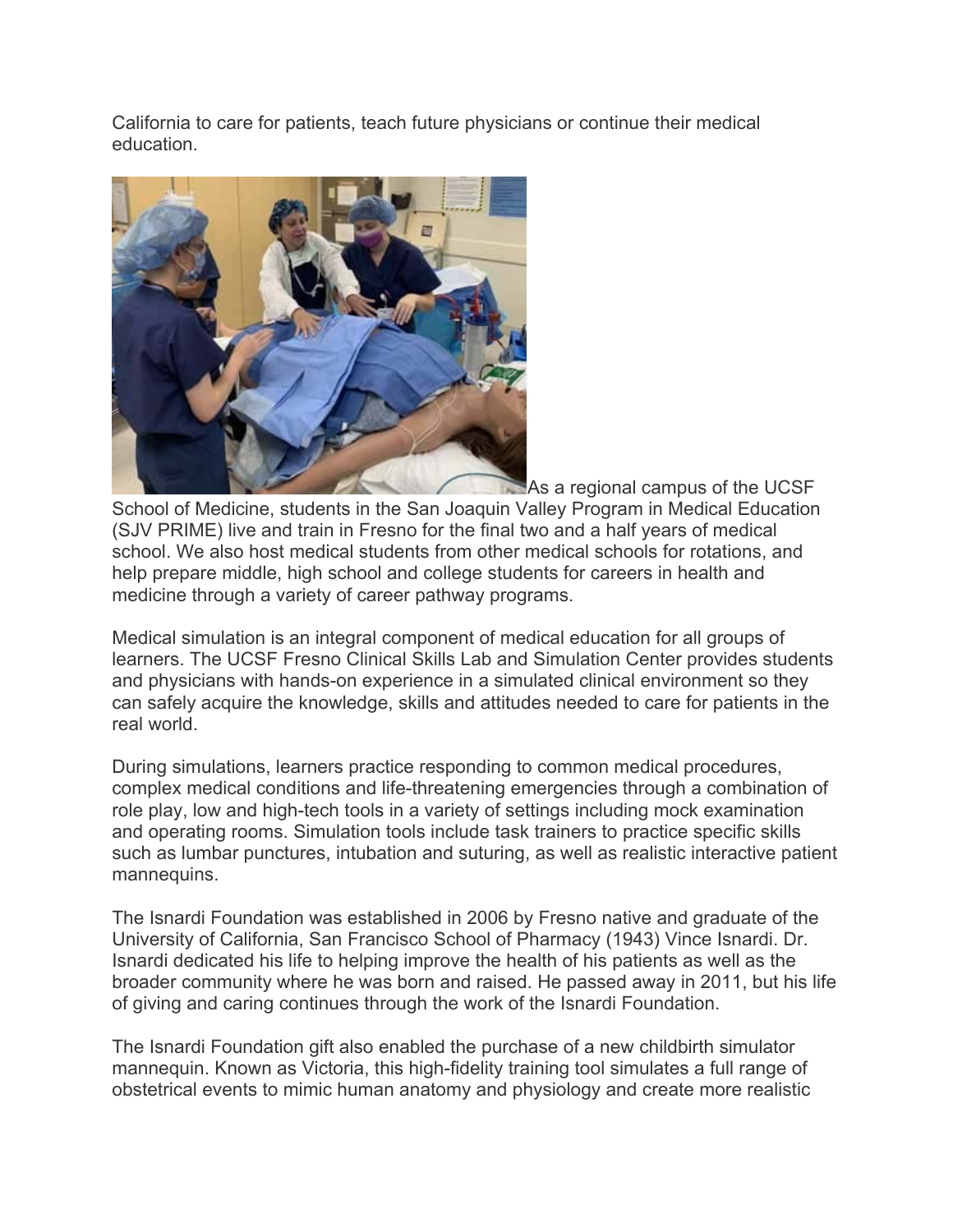California to care for patients, teach future physicians or continue their medical education.

As a regional campus of the UCSF School of Medicine, students in the San Joaquin Valley Program in Medical Education (SJV PRIME) live and train in Fresno for the final two and a half years of medical school. We also host medical students from other medical schools for rotations, and help prepare middle, high school and college students for careers in health and medicine through a variety of career pathway programs.

Medical simulation is an integral component of medical education for all groups of learners. The UCSF Fresno Clinical Skills Lab and Simulation Center provides students and physicians with hands-on experience in a simulated clinical environment so they can safely acquire the knowledge, skills and attitudes needed to care for patients in the real world.

During simulations, learners practice responding to common medical procedures, complex medical conditions and life-threatening emergencies through a combination of role play, low and high-tech tools in a variety of settings including mock examination and operating rooms. Simulation tools include task trainers to practice specific skills such as lumbar punctures, intubation and suturing, as well as realistic interactive patient mannequins.

The Isnardi Foundation was established in 2006 by Fresno native and graduate of the University of California, San Francisco School of Pharmacy (1943) Vince Isnardi. Dr. Isnardi dedicated his life to helping improve the health of his patients as well as the broader community where he was born and raised. He passed away in 2011, but his life of giving and caring continues through the work of the Isnardi Foundation.

The Isnardi Foundation gift also enabled the purchase of a new childbirth simulator mannequin. Known as Victoria, this high-fidelity training tool simulates a full range of obstetrical events to mimic human anatomy and physiology and create more realistic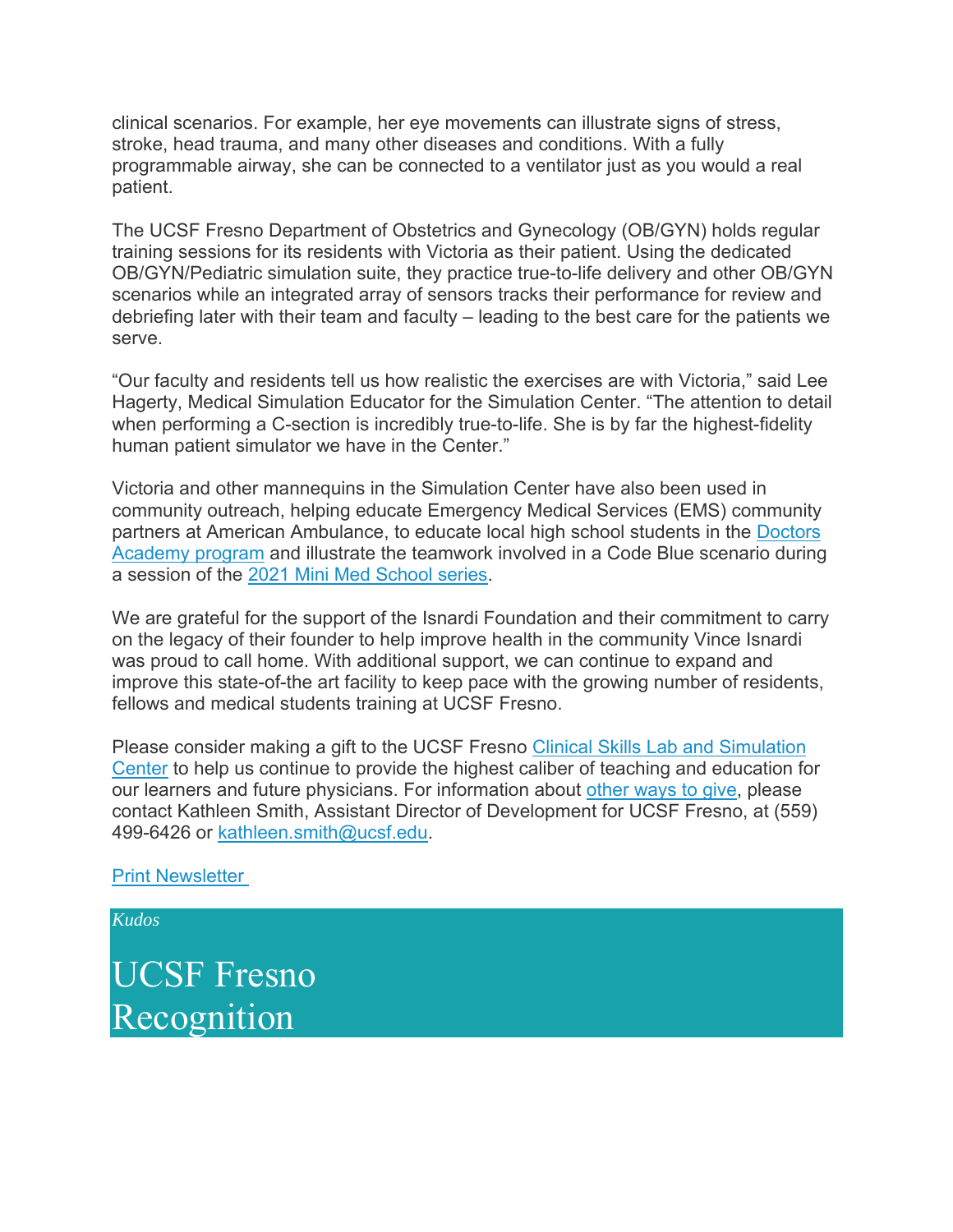clinical scenarios. For example, her eye movements can illustrate signs of stress, stroke, head trauma, and many other diseases and conditions. With a fully programmable airway, she can be connected to a ventilator just as you would a real patient.

The UCSF Fresno Department of Obstetrics and Gynecology (OB/GYN) holds regular training sessions for its residents with Victoria as their patient. Using the dedicated OB/GYN/Pediatric simulation suite, they practice true-to-life delivery and other OB/GYN scenarios while an integrated array of sensors tracks their performance for review and debriefing later with their team and faculty – leading to the best care for the patients we serve.

"Our faculty and residents tell us how realistic the exercises are with Victoria," said Lee Hagerty, Medical Simulation Educator for the Simulation Center. "The attention to detail when performing a C-section is incredibly true-to-life. She is by far the highest-fidelity human patient simulator we have in the Center."

Victoria and other mannequins in the Simulation Center have also been used in community outreach, helping educate Emergency Medical Services (EMS) community partners at American Ambulance, to educate local high school students in the Doctors Academy program and illustrate the teamwork involved in a Code Blue scenario during a session of the 2021 Mini Med School series.

We are grateful for the support of the Isnardi Foundation and their commitment to carry on the legacy of their founder to help improve health in the community Vince Isnardi was proud to call home. With additional support, we can continue to expand and improve this state-of-the art facility to keep pace with the growing number of residents, fellows and medical students training at UCSF Fresno.

Please consider making a gift to the UCSF Fresno Clinical Skills Lab and Simulation Center to help us continue to provide the highest caliber of teaching and education for our learners and future physicians. For information about other ways to give, please contact Kathleen Smith, Assistant Director of Development for UCSF Fresno, at (559) 499-6426 or kathleen.smith@ucsf.edu.

Print Newsletter

*Kudos*

# UCSF Fresno Recognition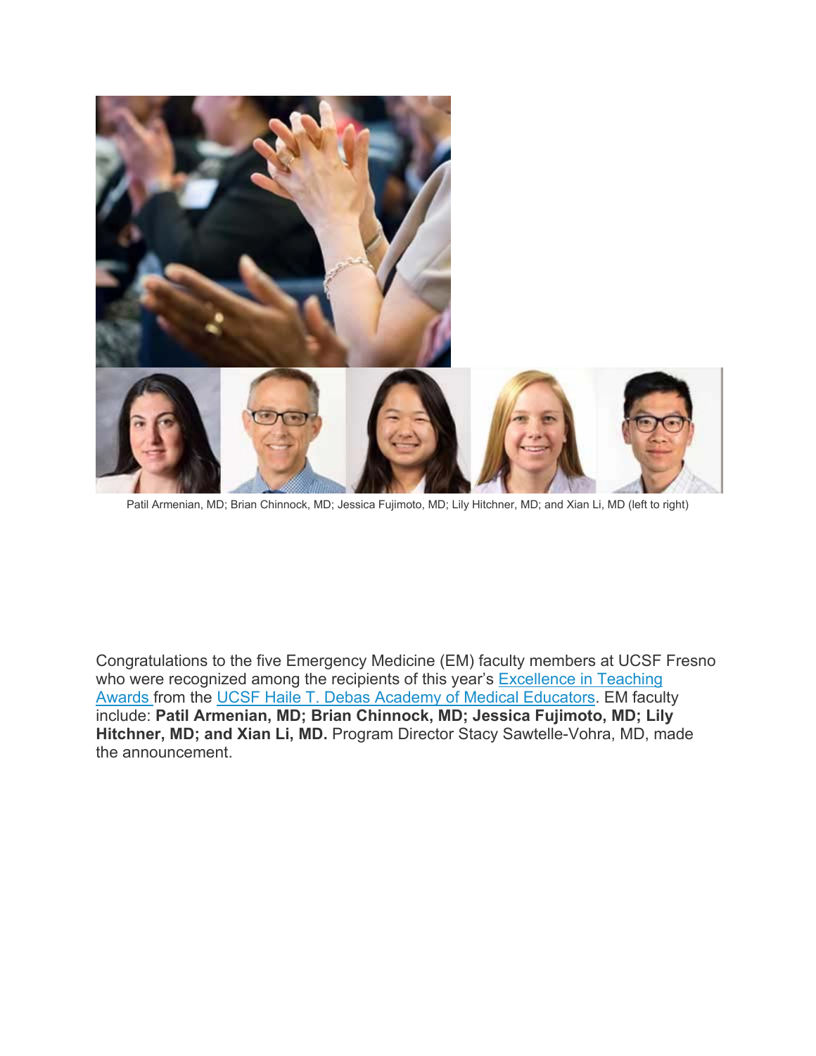Patil Armenian, MD; Brian Chinnock, MD; Jessica Fujimoto, MD; Lily Hitchner, MD; and Xian Li, MD (left to right)

Congratulations to the five Emergency Medicine (EM) faculty members at UCSF Fresno who were recognized among the recipients of this year's Excellence in Teaching Awards from the UCSF Haile T. Debas Academy of Medical Educators. EM faculty include: **Patil Armenian, MD; Brian Chinnock, MD; Jessica Fujimoto, MD; Lily Hitchner, MD; and Xian Li, MD.** Program Director Stacy Sawtelle-Vohra, MD, made the announcement.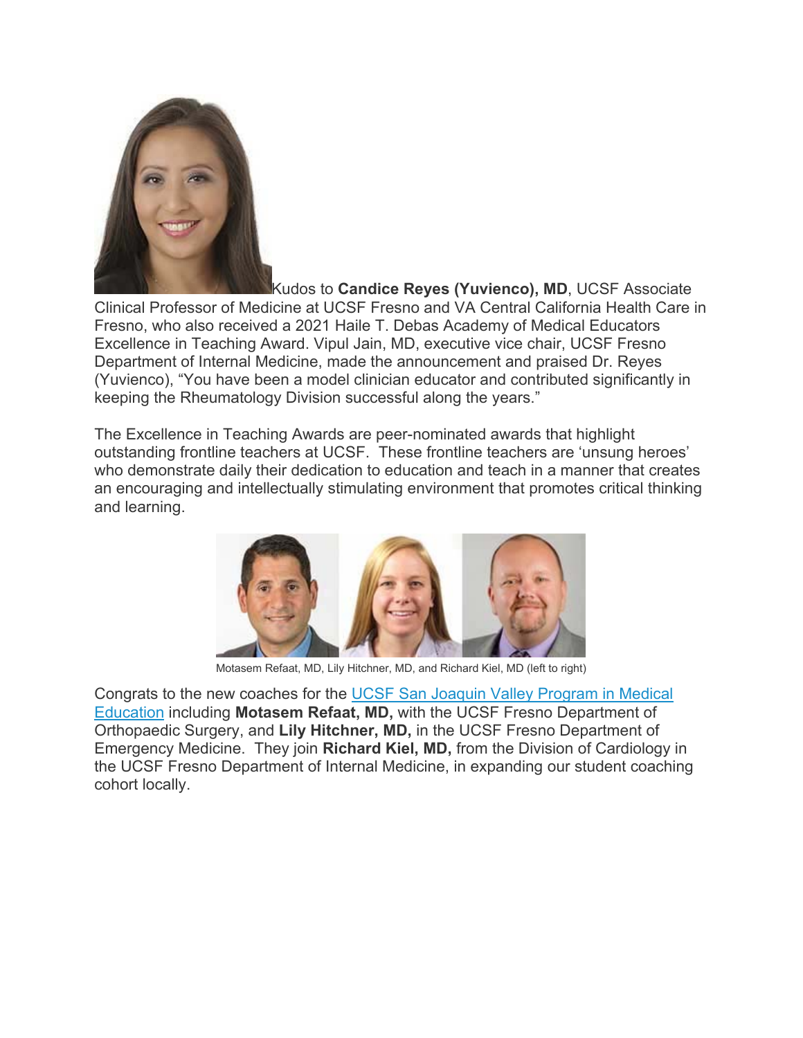Kudos to **Candice Reyes (Yuvienco), MD**, UCSF Associate Clinical Professor of Medicine at UCSF Fresno and VA Central California Health Care in Fresno, who also received a 2021 Haile T. Debas Academy of Medical Educators Excellence in Teaching Award. Vipul Jain, MD, executive vice chair, UCSF Fresno Department of Internal Medicine, made the announcement and praised Dr. Reyes (Yuvienco), "You have been a model clinician educator and contributed significantly in keeping the Rheumatology Division successful along the years."

The Excellence in Teaching Awards are peer-nominated awards that highlight outstanding frontline teachers at UCSF. These frontline teachers are 'unsung heroes' who demonstrate daily their dedication to education and teach in a manner that creates an encouraging and intellectually stimulating environment that promotes critical thinking and learning.

Motasem Refaat, MD, Lily Hitchner, MD, and Richard Kiel, MD (left to right)

Congrats to the new coaches for the [UCSF San Joaquin Valley Program in Medical Education]() including **Motasem Refaat, MD,** with the UCSF Fresno Department of Orthopaedic Surgery, and **Lily Hitchner, MD,** in the UCSF Fresno Department of Emergency Medicine. They join **Richard Kiel, MD,** from the Division of Cardiology in the UCSF Fresno Department of Internal Medicine, in expanding our student coaching cohort locally.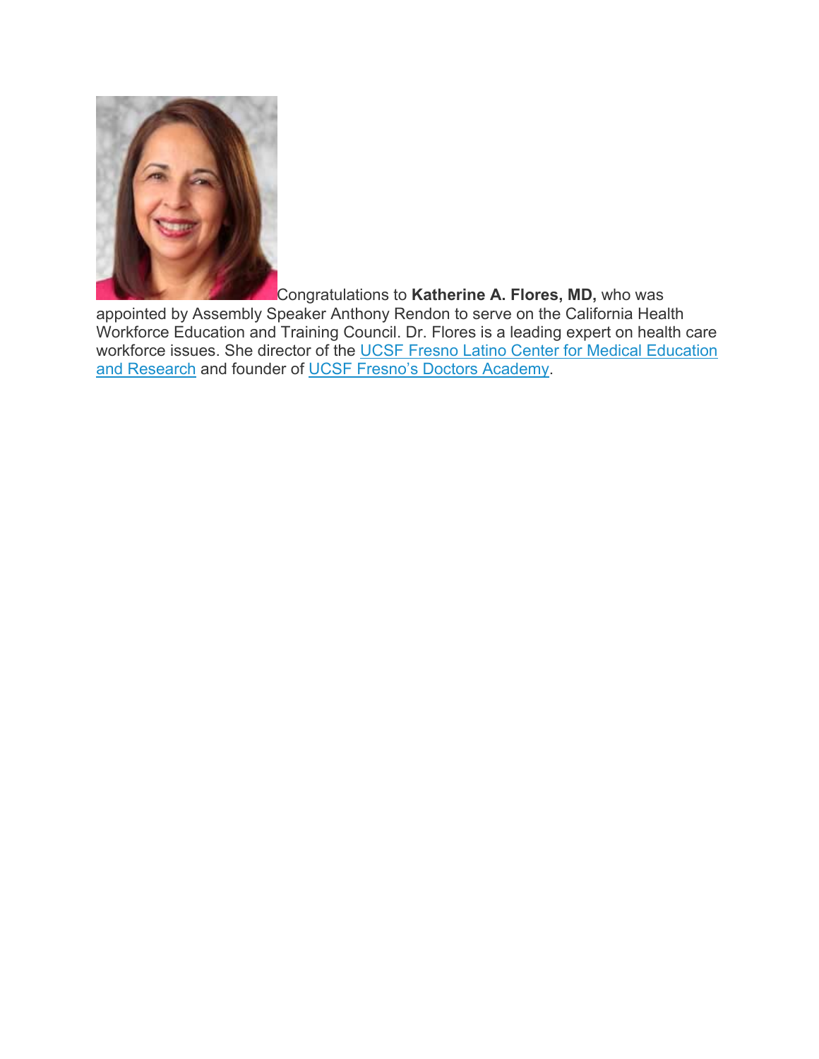Congratulations to **Katherine A. Flores, MD,** who was appointed by Assembly Speaker Anthony Rendon to serve on the California Health Workforce Education and Training Council. Dr. Flores is a leading expert on health care workforce issues. She director of the [UCSF Fresno Latino Center for Medical Education and Research] and founder of [UCSF Fresno's Doctors Academy].